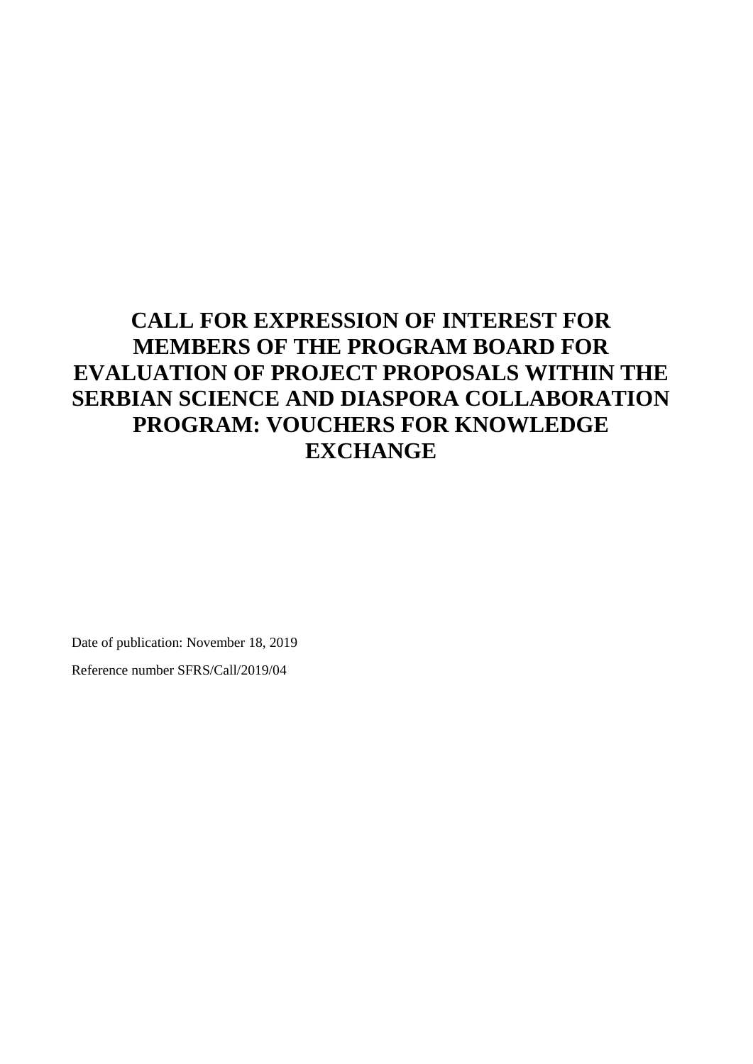# CALL FOR EXPRESSION OF INTEREST FOR MEMBERS OF THE PROGRAM BOARD FOR EVALUATION OF PROJECT PROPOSALS WITHIN THE SERBIAN SCIENCE AND DIASPORA COLLABORATION PROGRAM: VOUCHERS FOR KNOWLEDGE EXCHANGE

Date of publication: November 18, 2019

Reference number SFRS/Call/2019/04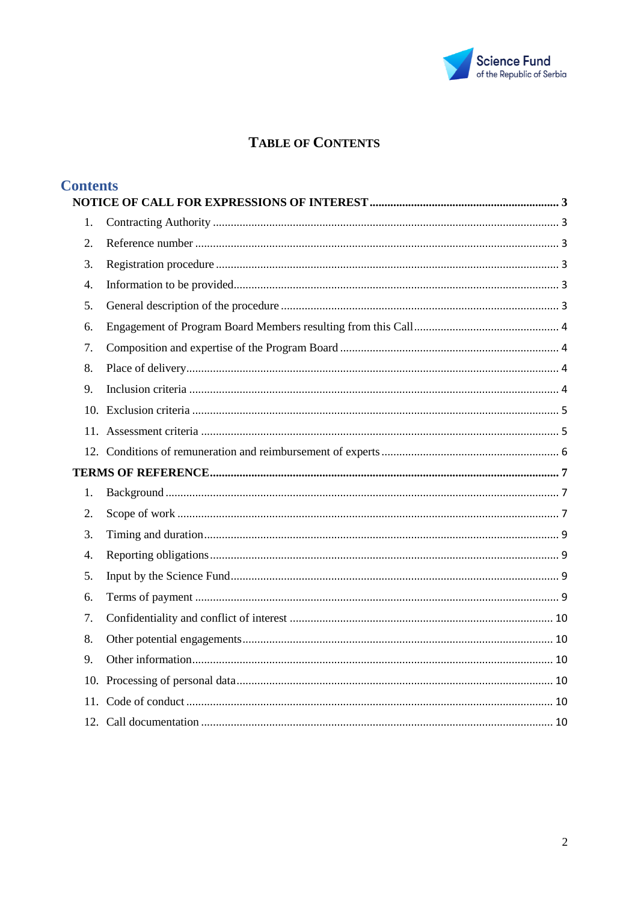# TABLE OF CONTENTS

## Contents

**NOTICE OF CALL FOR EXPRESSIONS OF INTEREST** ....... 3

1. Contracting Authority ....... 3
2. Reference number ....... 3
3. Registration procedure ....... 3
4. Information to be provided ....... 3
5. General description of the procedure ....... 3
6. Engagement of Program Board Members resulting from this Call ....... 4
7. Composition and expertise of the Program Board ....... 4
8. Place of delivery ....... 4
9. Inclusion criteria ....... 4
10. Exclusion criteria ....... 5
11. Assessment criteria ....... 5
12. Conditions of remuneration and reimbursement of experts ....... 6

**TERMS OF REFERENCE** ....... 7

1. Background ....... 7
2. Scope of work ....... 7
3. Timing and duration ....... 9
4. Reporting obligations ....... 9
5. Input by the Science Fund ....... 9
6. Terms of payment ....... 9
7. Confidentiality and conflict of interest ....... 10
8. Other potential engagements ....... 10
9. Other information ....... 10
10. Processing of personal data ....... 10
11. Code of conduct ....... 10
12. Call documentation ....... 10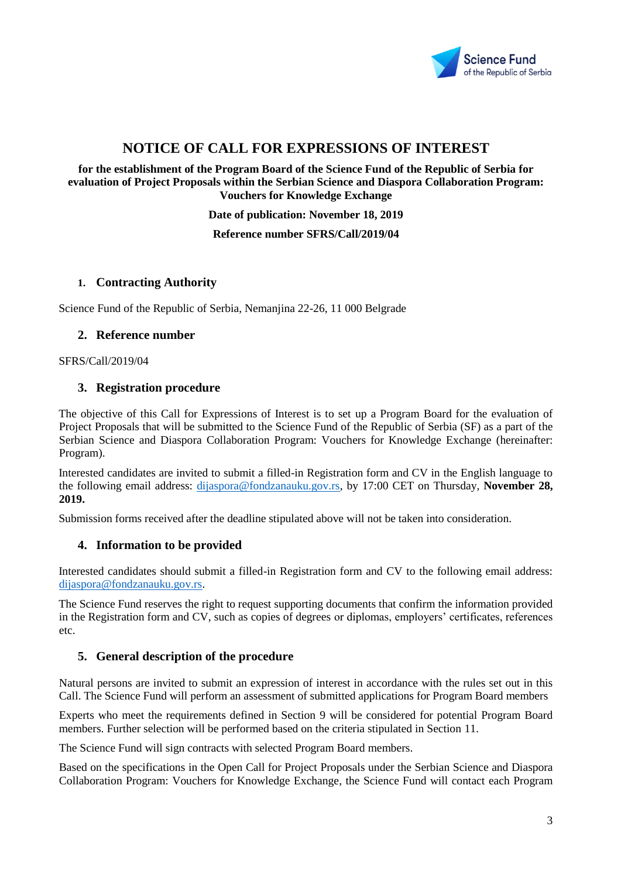# NOTICE OF CALL FOR EXPRESSIONS OF INTEREST

**for the establishment of the Program Board of the Science Fund of the Republic of Serbia for evaluation of Project Proposals within the Serbian Science and Diaspora Collaboration Program: Vouchers for Knowledge Exchange**

**Date of publication: November 18, 2019**

**Reference number SFRS/Call/2019/04**

## 1. Contracting Authority

Science Fund of the Republic of Serbia, Nemanjina 22-26, 11 000 Belgrade

## 2. Reference number

SFRS/Call/2019/04

## 3. Registration procedure

The objective of this Call for Expressions of Interest is to set up a Program Board for the evaluation of Project Proposals that will be submitted to the Science Fund of the Republic of Serbia (SF) as a part of the Serbian Science and Diaspora Collaboration Program: Vouchers for Knowledge Exchange (hereinafter: Program).

Interested candidates are invited to submit a filled-in Registration form and CV in the English language to the following email address: dijaspora@fondzanauku.gov.rs, by 17:00 CET on Thursday, **November 28, 2019.**

Submission forms received after the deadline stipulated above will not be taken into consideration.

## 4. Information to be provided

Interested candidates should submit a filled-in Registration form and CV to the following email address: dijaspora@fondzanauku.gov.rs.

The Science Fund reserves the right to request supporting documents that confirm the information provided in the Registration form and CV, such as copies of degrees or diplomas, employers' certificates, references etc.

## 5. General description of the procedure

Natural persons are invited to submit an expression of interest in accordance with the rules set out in this Call. The Science Fund will perform an assessment of submitted applications for Program Board members

Experts who meet the requirements defined in Section 9 will be considered for potential Program Board members. Further selection will be performed based on the criteria stipulated in Section 11.

The Science Fund will sign contracts with selected Program Board members.

Based on the specifications in the Open Call for Project Proposals under the Serbian Science and Diaspora Collaboration Program: Vouchers for Knowledge Exchange, the Science Fund will contact each Program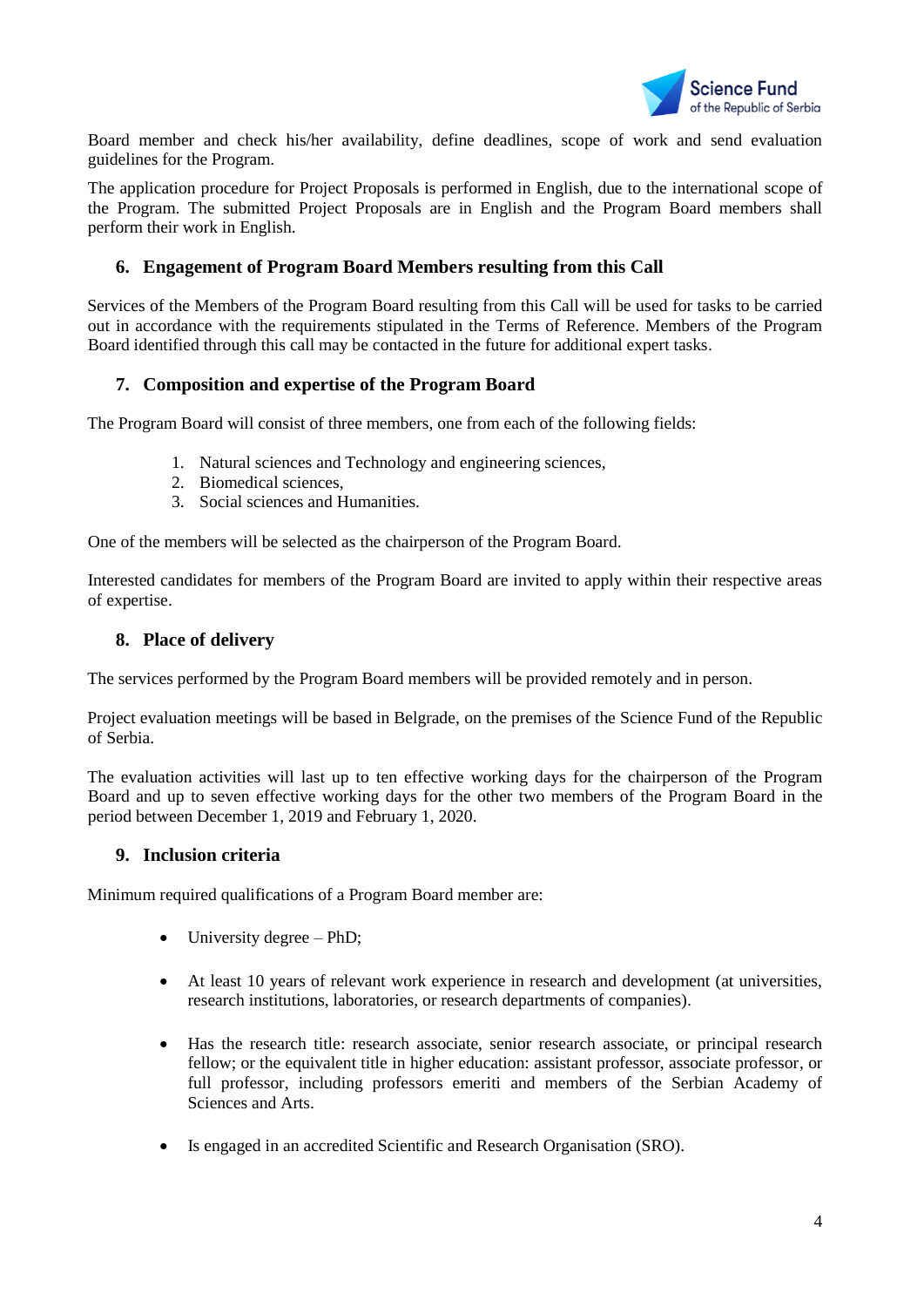Board member and check his/her availability, define deadlines, scope of work and send evaluation guidelines for the Program.

The application procedure for Project Proposals is performed in English, due to the international scope of the Program. The submitted Project Proposals are in English and the Program Board members shall perform their work in English.

## 6. Engagement of Program Board Members resulting from this Call

Services of the Members of the Program Board resulting from this Call will be used for tasks to be carried out in accordance with the requirements stipulated in the Terms of Reference. Members of the Program Board identified through this call may be contacted in the future for additional expert tasks.

## 7. Composition and expertise of the Program Board

The Program Board will consist of three members, one from each of the following fields:

1. Natural sciences and Technology and engineering sciences,
2. Biomedical sciences,
3. Social sciences and Humanities.

One of the members will be selected as the chairperson of the Program Board.

Interested candidates for members of the Program Board are invited to apply within their respective areas of expertise.

## 8. Place of delivery

The services performed by the Program Board members will be provided remotely and in person.

Project evaluation meetings will be based in Belgrade, on the premises of the Science Fund of the Republic of Serbia.

The evaluation activities will last up to ten effective working days for the chairperson of the Program Board and up to seven effective working days for the other two members of the Program Board in the period between December 1, 2019 and February 1, 2020.

## 9. Inclusion criteria

Minimum required qualifications of a Program Board member are:

- University degree – PhD;
- At least 10 years of relevant work experience in research and development (at universities, research institutions, laboratories, or research departments of companies).
- Has the research title: research associate, senior research associate, or principal research fellow; or the equivalent title in higher education: assistant professor, associate professor, or full professor, including professors emeriti and members of the Serbian Academy of Sciences and Arts.
- Is engaged in an accredited Scientific and Research Organisation (SRO).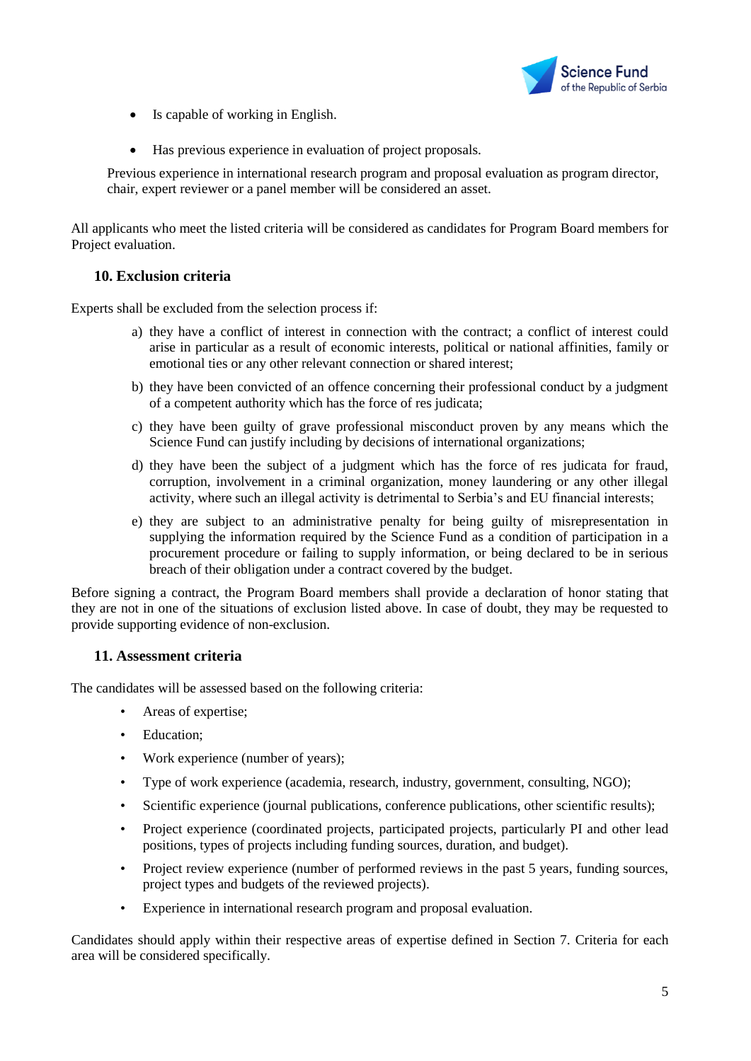- Is capable of working in English.
- Has previous experience in evaluation of project proposals.

Previous experience in international research program and proposal evaluation as program director, chair, expert reviewer or a panel member will be considered an asset.

All applicants who meet the listed criteria will be considered as candidates for Program Board members for Project evaluation.

## 10. Exclusion criteria

Experts shall be excluded from the selection process if:

a) they have a conflict of interest in connection with the contract; a conflict of interest could arise in particular as a result of economic interests, political or national affinities, family or emotional ties or any other relevant connection or shared interest;

b) they have been convicted of an offence concerning their professional conduct by a judgment of a competent authority which has the force of res judicata;

c) they have been guilty of grave professional misconduct proven by any means which the Science Fund can justify including by decisions of international organizations;

d) they have been the subject of a judgment which has the force of res judicata for fraud, corruption, involvement in a criminal organization, money laundering or any other illegal activity, where such an illegal activity is detrimental to Serbia's and EU financial interests;

e) they are subject to an administrative penalty for being guilty of misrepresentation in supplying the information required by the Science Fund as a condition of participation in a procurement procedure or failing to supply information, or being declared to be in serious breach of their obligation under a contract covered by the budget.

Before signing a contract, the Program Board members shall provide a declaration of honor stating that they are not in one of the situations of exclusion listed above. In case of doubt, they may be requested to provide supporting evidence of non-exclusion.

## 11. Assessment criteria

The candidates will be assessed based on the following criteria:

- Areas of expertise;
- Education;
- Work experience (number of years);
- Type of work experience (academia, research, industry, government, consulting, NGO);
- Scientific experience (journal publications, conference publications, other scientific results);
- Project experience (coordinated projects, participated projects, particularly PI and other lead positions, types of projects including funding sources, duration, and budget).
- Project review experience (number of performed reviews in the past 5 years, funding sources, project types and budgets of the reviewed projects).
- Experience in international research program and proposal evaluation.

Candidates should apply within their respective areas of expertise defined in Section 7. Criteria for each area will be considered specifically.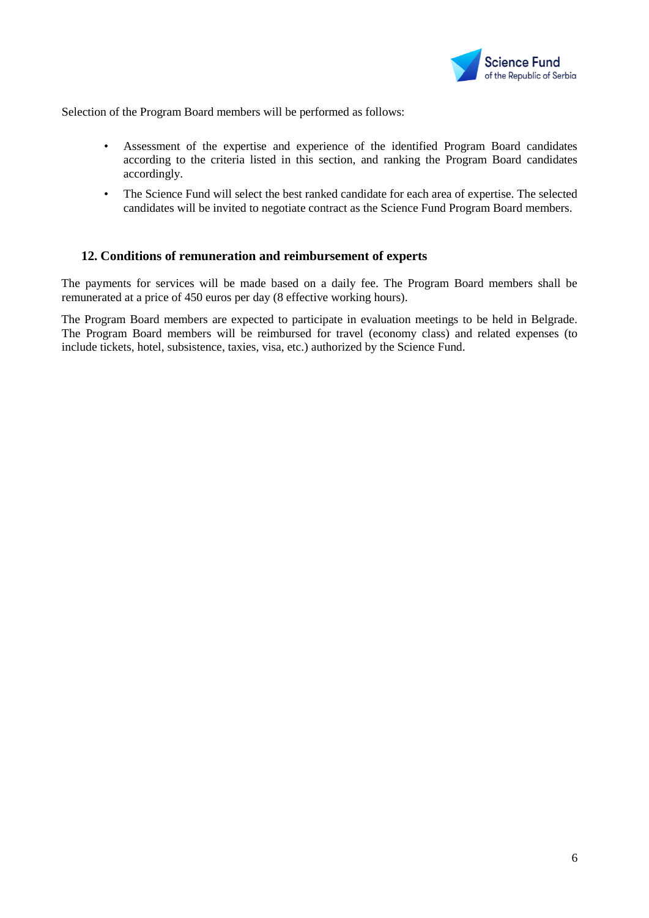Selection of the Program Board members will be performed as follows:

- Assessment of the expertise and experience of the identified Program Board candidates according to the criteria listed in this section, and ranking the Program Board candidates accordingly.
- The Science Fund will select the best ranked candidate for each area of expertise. The selected candidates will be invited to negotiate contract as the Science Fund Program Board members.

## 12. Conditions of remuneration and reimbursement of experts

The payments for services will be made based on a daily fee. The Program Board members shall be remunerated at a price of 450 euros per day (8 effective working hours).

The Program Board members are expected to participate in evaluation meetings to be held in Belgrade. The Program Board members will be reimbursed for travel (economy class) and related expenses (to include tickets, hotel, subsistence, taxies, visa, etc.) authorized by the Science Fund.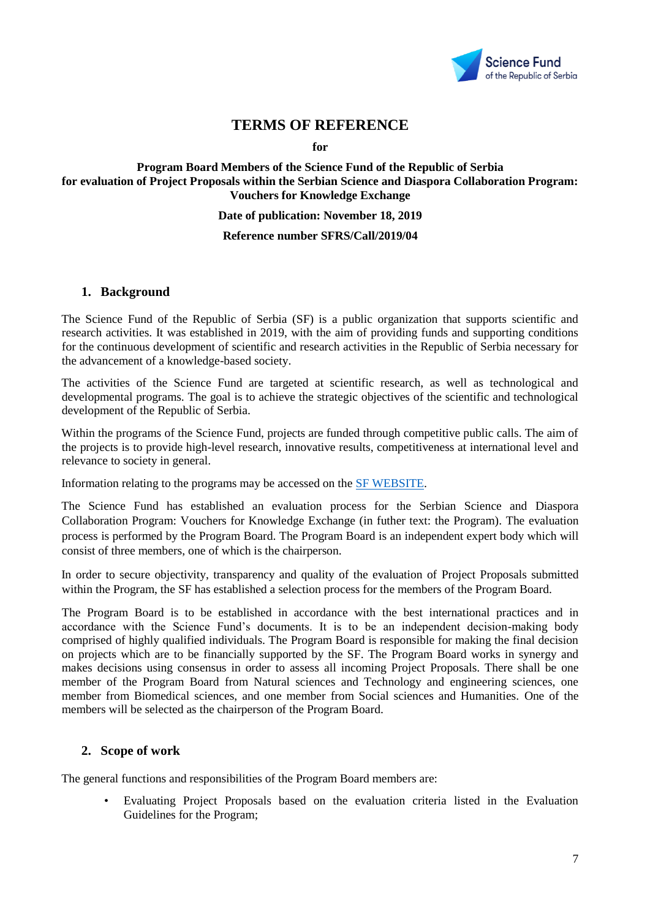# TERMS OF REFERENCE

**for**

**Program Board Members of the Science Fund of the Republic of Serbia for evaluation of Project Proposals within the Serbian Science and Diaspora Collaboration Program: Vouchers for Knowledge Exchange**

**Date of publication: November 18, 2019**

**Reference number SFRS/Call/2019/04**

## 1. Background

The Science Fund of the Republic of Serbia (SF) is a public organization that supports scientific and research activities. It was established in 2019, with the aim of providing funds and supporting conditions for the continuous development of scientific and research activities in the Republic of Serbia necessary for the advancement of a knowledge-based society.

The activities of the Science Fund are targeted at scientific research, as well as technological and developmental programs. The goal is to achieve the strategic objectives of the scientific and technological development of the Republic of Serbia.

Within the programs of the Science Fund, projects are funded through competitive public calls. The aim of the projects is to provide high-level research, innovative results, competitiveness at international level and relevance to society in general.

Information relating to the programs may be accessed on the SF WEBSITE.

The Science Fund has established an evaluation process for the Serbian Science and Diaspora Collaboration Program: Vouchers for Knowledge Exchange (in futher text: the Program). The evaluation process is performed by the Program Board. The Program Board is an independent expert body which will consist of three members, one of which is the chairperson.

In order to secure objectivity, transparency and quality of the evaluation of Project Proposals submitted within the Program, the SF has established a selection process for the members of the Program Board.

The Program Board is to be established in accordance with the best international practices and in accordance with the Science Fund's documents. It is to be an independent decision-making body comprised of highly qualified individuals. The Program Board is responsible for making the final decision on projects which are to be financially supported by the SF. The Program Board works in synergy and makes decisions using consensus in order to assess all incoming Project Proposals. There shall be one member of the Program Board from Natural sciences and Technology and engineering sciences, one member from Biomedical sciences, and one member from Social sciences and Humanities. One of the members will be selected as the chairperson of the Program Board.

## 2. Scope of work

The general functions and responsibilities of the Program Board members are:

- Evaluating Project Proposals based on the evaluation criteria listed in the Evaluation Guidelines for the Program;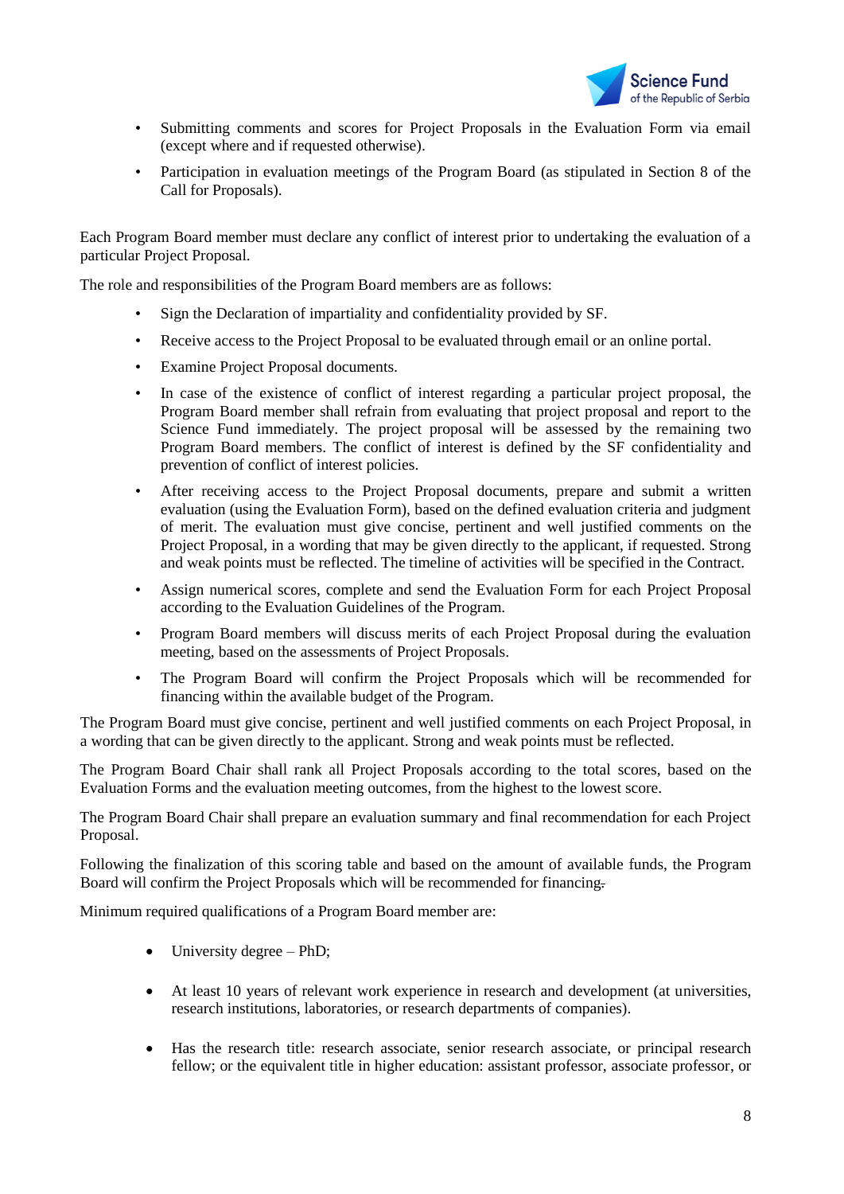- Submitting comments and scores for Project Proposals in the Evaluation Form via email (except where and if requested otherwise).
- Participation in evaluation meetings of the Program Board (as stipulated in Section 8 of the Call for Proposals).

Each Program Board member must declare any conflict of interest prior to undertaking the evaluation of a particular Project Proposal.

The role and responsibilities of the Program Board members are as follows:

- Sign the Declaration of impartiality and confidentiality provided by SF.
- Receive access to the Project Proposal to be evaluated through email or an online portal.
- Examine Project Proposal documents.
- In case of the existence of conflict of interest regarding a particular project proposal, the Program Board member shall refrain from evaluating that project proposal and report to the Science Fund immediately. The project proposal will be assessed by the remaining two Program Board members. The conflict of interest is defined by the SF confidentiality and prevention of conflict of interest policies.
- After receiving access to the Project Proposal documents, prepare and submit a written evaluation (using the Evaluation Form), based on the defined evaluation criteria and judgment of merit. The evaluation must give concise, pertinent and well justified comments on the Project Proposal, in a wording that may be given directly to the applicant, if requested. Strong and weak points must be reflected. The timeline of activities will be specified in the Contract.
- Assign numerical scores, complete and send the Evaluation Form for each Project Proposal according to the Evaluation Guidelines of the Program.
- Program Board members will discuss merits of each Project Proposal during the evaluation meeting, based on the assessments of Project Proposals.
- The Program Board will confirm the Project Proposals which will be recommended for financing within the available budget of the Program.

The Program Board must give concise, pertinent and well justified comments on each Project Proposal, in a wording that can be given directly to the applicant. Strong and weak points must be reflected.

The Program Board Chair shall rank all Project Proposals according to the total scores, based on the Evaluation Forms and the evaluation meeting outcomes, from the highest to the lowest score.

The Program Board Chair shall prepare an evaluation summary and final recommendation for each Project Proposal.

Following the finalization of this scoring table and based on the amount of available funds, the Program Board will confirm the Project Proposals which will be recommended for financing.

Minimum required qualifications of a Program Board member are:

- University degree – PhD;
- At least 10 years of relevant work experience in research and development (at universities, research institutions, laboratories, or research departments of companies).
- Has the research title: research associate, senior research associate, or principal research fellow; or the equivalent title in higher education: assistant professor, associate professor, or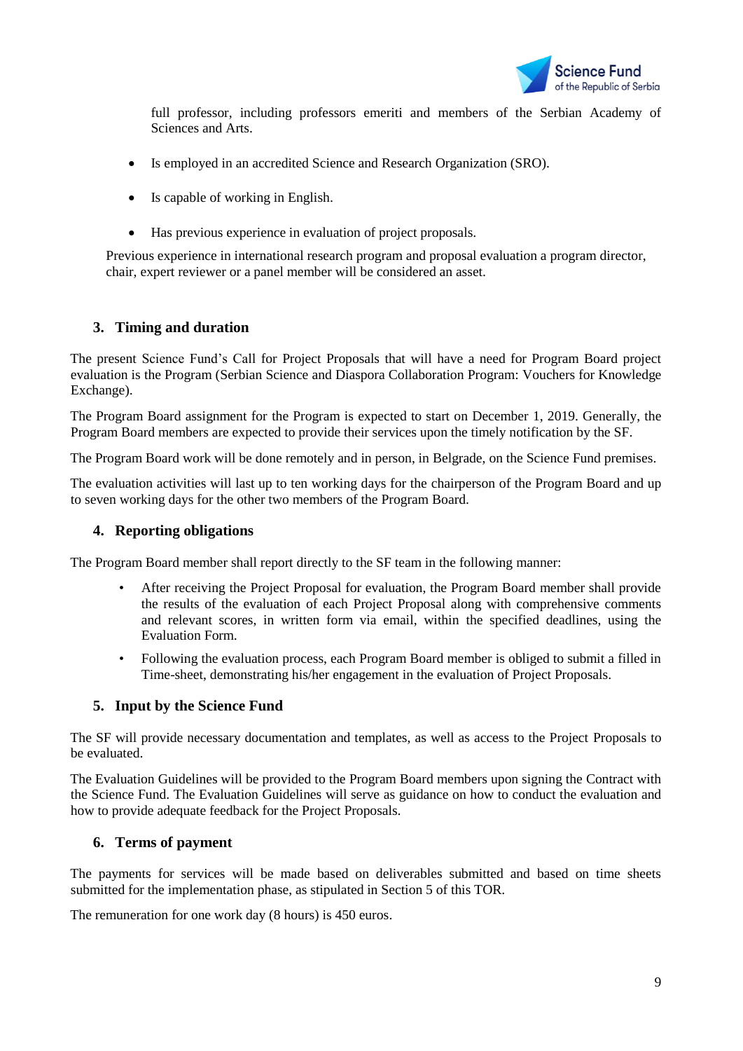full professor, including professors emeriti and members of the Serbian Academy of Sciences and Arts.

- Is employed in an accredited Science and Research Organization (SRO).
- Is capable of working in English.
- Has previous experience in evaluation of project proposals.

Previous experience in international research program and proposal evaluation a program director, chair, expert reviewer or a panel member will be considered an asset.

## 3. Timing and duration

The present Science Fund's Call for Project Proposals that will have a need for Program Board project evaluation is the Program (Serbian Science and Diaspora Collaboration Program: Vouchers for Knowledge Exchange).

The Program Board assignment for the Program is expected to start on December 1, 2019. Generally, the Program Board members are expected to provide their services upon the timely notification by the SF.

The Program Board work will be done remotely and in person, in Belgrade, on the Science Fund premises.

The evaluation activities will last up to ten working days for the chairperson of the Program Board and up to seven working days for the other two members of the Program Board.

## 4. Reporting obligations

The Program Board member shall report directly to the SF team in the following manner:

- After receiving the Project Proposal for evaluation, the Program Board member shall provide the results of the evaluation of each Project Proposal along with comprehensive comments and relevant scores, in written form via email, within the specified deadlines, using the Evaluation Form.
- Following the evaluation process, each Program Board member is obliged to submit a filled in Time-sheet, demonstrating his/her engagement in the evaluation of Project Proposals.

## 5. Input by the Science Fund

The SF will provide necessary documentation and templates, as well as access to the Project Proposals to be evaluated.

The Evaluation Guidelines will be provided to the Program Board members upon signing the Contract with the Science Fund. The Evaluation Guidelines will serve as guidance on how to conduct the evaluation and how to provide adequate feedback for the Project Proposals.

## 6. Terms of payment

The payments for services will be made based on deliverables submitted and based on time sheets submitted for the implementation phase, as stipulated in Section 5 of this TOR.

The remuneration for one work day (8 hours) is 450 euros.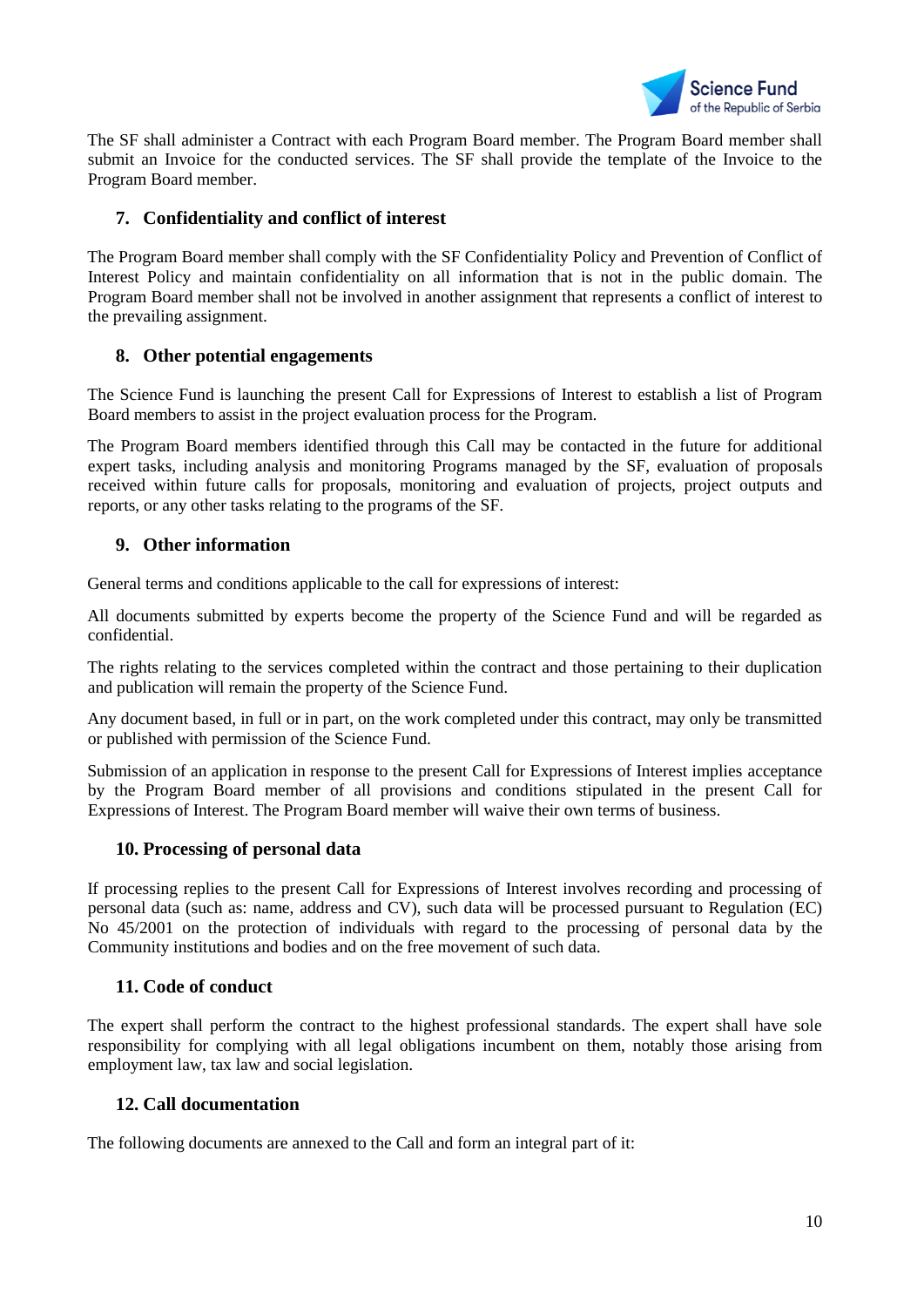The SF shall administer a Contract with each Program Board member. The Program Board member shall submit an Invoice for the conducted services. The SF shall provide the template of the Invoice to the Program Board member.

## 7. Confidentiality and conflict of interest

The Program Board member shall comply with the SF Confidentiality Policy and Prevention of Conflict of Interest Policy and maintain confidentiality on all information that is not in the public domain. The Program Board member shall not be involved in another assignment that represents a conflict of interest to the prevailing assignment.

## 8. Other potential engagements

The Science Fund is launching the present Call for Expressions of Interest to establish a list of Program Board members to assist in the project evaluation process for the Program.

The Program Board members identified through this Call may be contacted in the future for additional expert tasks, including analysis and monitoring Programs managed by the SF, evaluation of proposals received within future calls for proposals, monitoring and evaluation of projects, project outputs and reports, or any other tasks relating to the programs of the SF.

## 9. Other information

General terms and conditions applicable to the call for expressions of interest:

All documents submitted by experts become the property of the Science Fund and will be regarded as confidential.

The rights relating to the services completed within the contract and those pertaining to their duplication and publication will remain the property of the Science Fund.

Any document based, in full or in part, on the work completed under this contract, may only be transmitted or published with permission of the Science Fund.

Submission of an application in response to the present Call for Expressions of Interest implies acceptance by the Program Board member of all provisions and conditions stipulated in the present Call for Expressions of Interest. The Program Board member will waive their own terms of business.

## 10. Processing of personal data

If processing replies to the present Call for Expressions of Interest involves recording and processing of personal data (such as: name, address and CV), such data will be processed pursuant to Regulation (EC) No 45/2001 on the protection of individuals with regard to the processing of personal data by the Community institutions and bodies and on the free movement of such data.

## 11. Code of conduct

The expert shall perform the contract to the highest professional standards. The expert shall have sole responsibility for complying with all legal obligations incumbent on them, notably those arising from employment law, tax law and social legislation.

## 12. Call documentation

The following documents are annexed to the Call and form an integral part of it: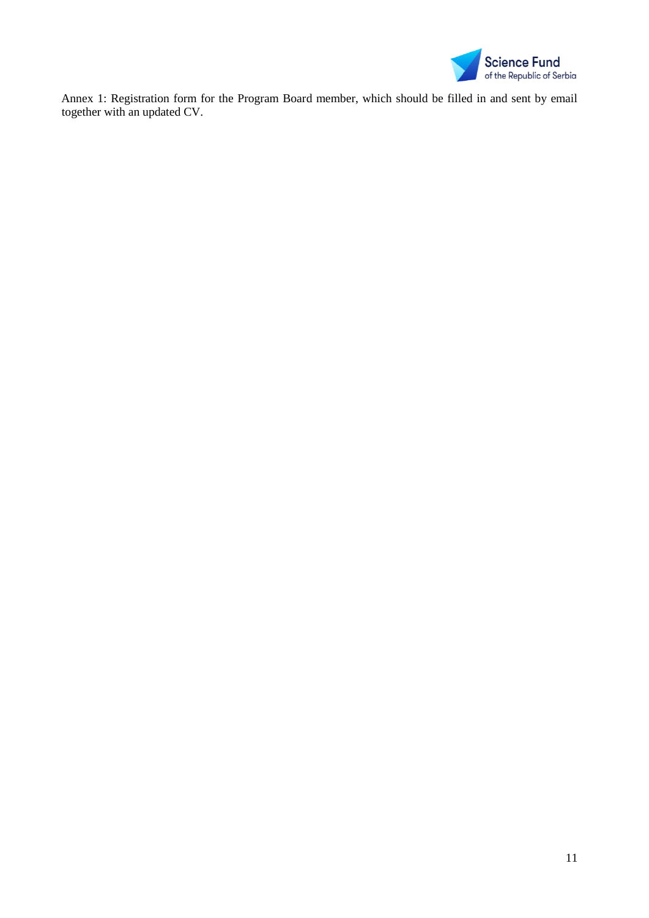Annex 1: Registration form for the Program Board member, which should be filled in and sent by email together with an updated CV.